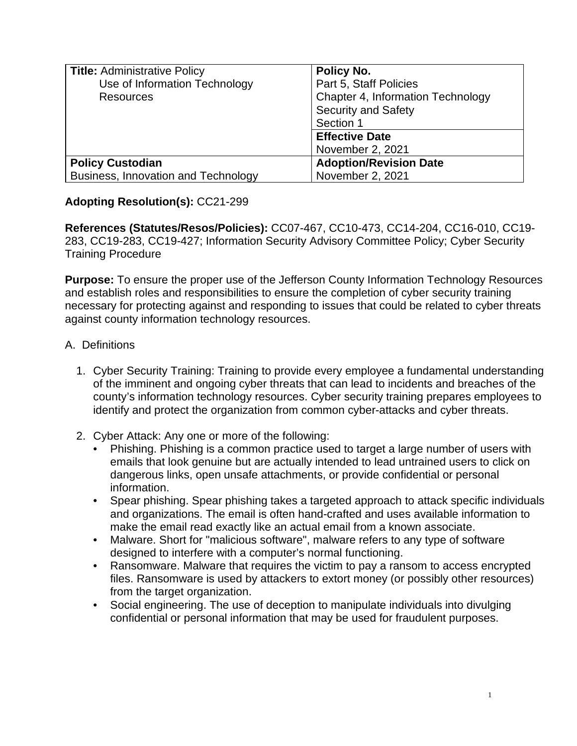| **Title:** Administrative Policy<br>Use of Information Technology Resources | **Policy No.**<br>Part 5, Staff Policies<br>Chapter 4, Information Technology Security and Safety<br>Section 1 |
|---|---|
| | **Effective Date**<br>November 2, 2021 |
| **Policy Custodian**<br>Business, Innovation and Technology | **Adoption/Revision Date**<br>November 2, 2021 |

**Adopting Resolution(s):** CC21-299

**References (Statutes/Resos/Policies):** CC07-467, CC10-473, CC14-204, CC16-010, CC19-283, CC19-283, CC19-427; Information Security Advisory Committee Policy; Cyber Security Training Procedure

**Purpose:** To ensure the proper use of the Jefferson County Information Technology Resources and establish roles and responsibilities to ensure the completion of cyber security training necessary for protecting against and responding to issues that could be related to cyber threats against county information technology resources.

A. Definitions

1. Cyber Security Training: Training to provide every employee a fundamental understanding of the imminent and ongoing cyber threats that can lead to incidents and breaches of the county's information technology resources. Cyber security training prepares employees to identify and protect the organization from common cyber-attacks and cyber threats.

2. Cyber Attack: Any one or more of the following:
   - Phishing. Phishing is a common practice used to target a large number of users with emails that look genuine but are actually intended to lead untrained users to click on dangerous links, open unsafe attachments, or provide confidential or personal information.
   - Spear phishing. Spear phishing takes a targeted approach to attack specific individuals and organizations. The email is often hand-crafted and uses available information to make the email read exactly like an actual email from a known associate.
   - Malware. Short for "malicious software", malware refers to any type of software designed to interfere with a computer's normal functioning.
   - Ransomware. Malware that requires the victim to pay a ransom to access encrypted files. Ransomware is used by attackers to extort money (or possibly other resources) from the target organization.
   - Social engineering. The use of deception to manipulate individuals into divulging confidential or personal information that may be used for fraudulent purposes.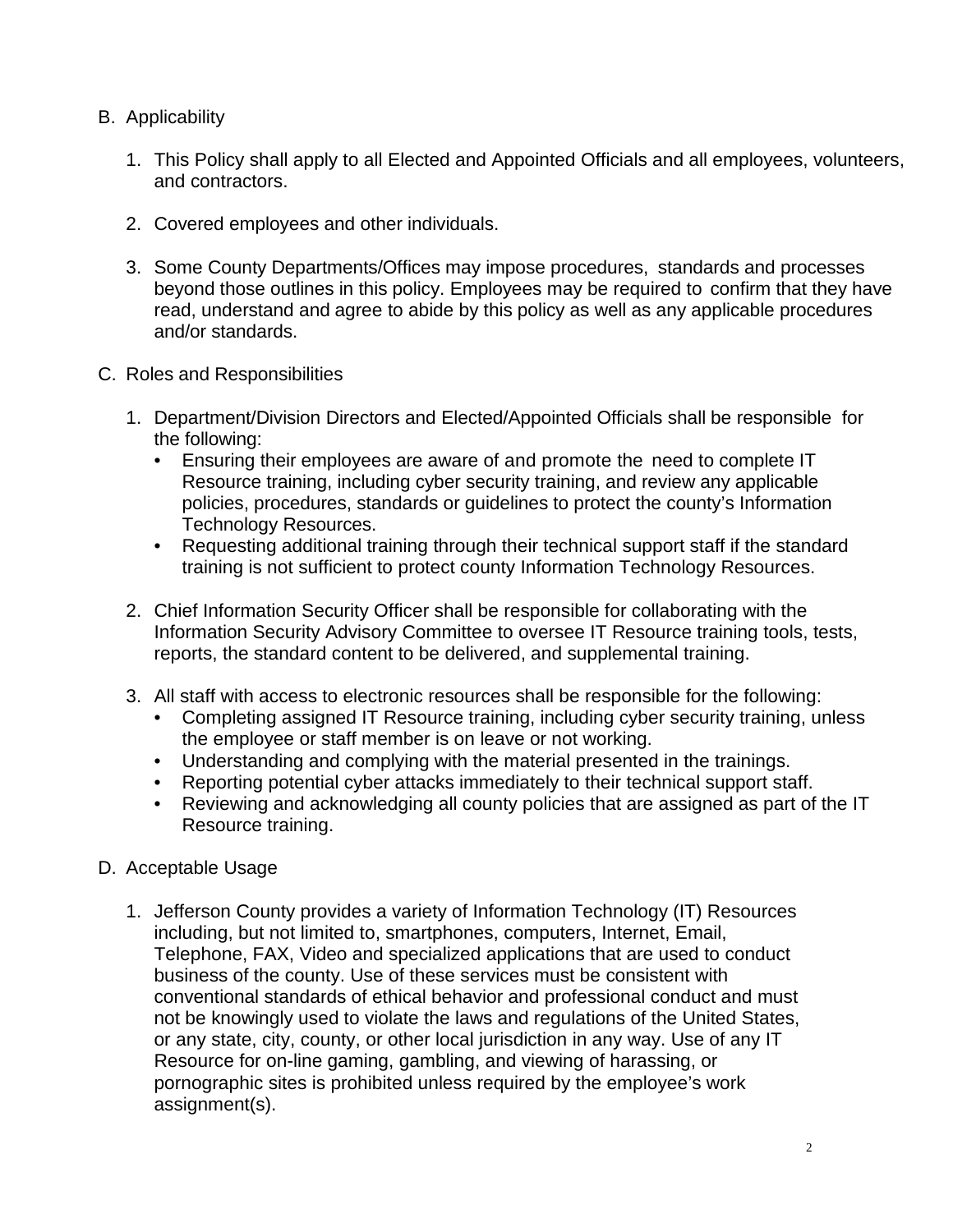B. Applicability

1. This Policy shall apply to all Elected and Appointed Officials and all employees, volunteers, and contractors.

2. Covered employees and other individuals.

3. Some County Departments/Offices may impose procedures, standards and processes beyond those outlines in this policy. Employees may be required to confirm that they have read, understand and agree to abide by this policy as well as any applicable procedures and/or standards.

C. Roles and Responsibilities

1. Department/Division Directors and Elected/Appointed Officials shall be responsible for the following:
   - Ensuring their employees are aware of and promote the need to complete IT Resource training, including cyber security training, and review any applicable policies, procedures, standards or guidelines to protect the county's Information Technology Resources.
   - Requesting additional training through their technical support staff if the standard training is not sufficient to protect county Information Technology Resources.

2. Chief Information Security Officer shall be responsible for collaborating with the Information Security Advisory Committee to oversee IT Resource training tools, tests, reports, the standard content to be delivered, and supplemental training.

3. All staff with access to electronic resources shall be responsible for the following:
   - Completing assigned IT Resource training, including cyber security training, unless the employee or staff member is on leave or not working.
   - Understanding and complying with the material presented in the trainings.
   - Reporting potential cyber attacks immediately to their technical support staff.
   - Reviewing and acknowledging all county policies that are assigned as part of the IT Resource training.

D. Acceptable Usage

1. Jefferson County provides a variety of Information Technology (IT) Resources including, but not limited to, smartphones, computers, Internet, Email, Telephone, FAX, Video and specialized applications that are used to conduct business of the county. Use of these services must be consistent with conventional standards of ethical behavior and professional conduct and must not be knowingly used to violate the laws and regulations of the United States, or any state, city, county, or other local jurisdiction in any way. Use of any IT Resource for on-line gaming, gambling, and viewing of harassing, or pornographic sites is prohibited unless required by the employee's work assignment(s).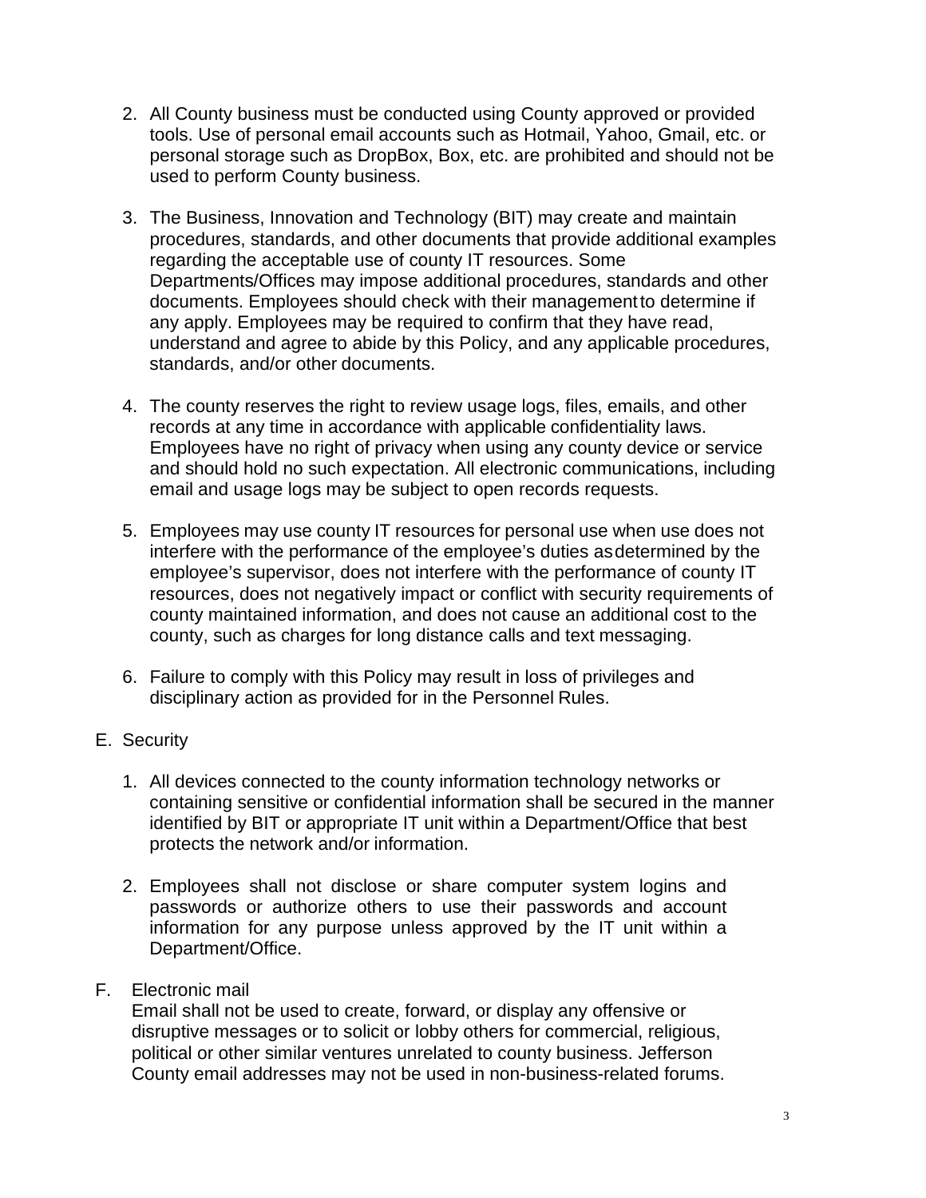2. All County business must be conducted using County approved or provided tools. Use of personal email accounts such as Hotmail, Yahoo, Gmail, etc. or personal storage such as DropBox, Box, etc. are prohibited and should not be used to perform County business.

3. The Business, Innovation and Technology (BIT) may create and maintain procedures, standards, and other documents that provide additional examples regarding the acceptable use of county IT resources. Some Departments/Offices may impose additional procedures, standards and other documents. Employees should check with their management to determine if any apply. Employees may be required to confirm that they have read, understand and agree to abide by this Policy, and any applicable procedures, standards, and/or other documents.

4. The county reserves the right to review usage logs, files, emails, and other records at any time in accordance with applicable confidentiality laws. Employees have no right of privacy when using any county device or service and should hold no such expectation. All electronic communications, including email and usage logs may be subject to open records requests.

5. Employees may use county IT resources for personal use when use does not interfere with the performance of the employee's duties as determined by the employee's supervisor, does not interfere with the performance of county IT resources, does not negatively impact or conflict with security requirements of county maintained information, and does not cause an additional cost to the county, such as charges for long distance calls and text messaging.

6. Failure to comply with this Policy may result in loss of privileges and disciplinary action as provided for in the Personnel Rules.

E. Security

1. All devices connected to the county information technology networks or containing sensitive or confidential information shall be secured in the manner identified by BIT or appropriate IT unit within a Department/Office that best protects the network and/or information.

2. Employees shall not disclose or share computer system logins and passwords or authorize others to use their passwords and account information for any purpose unless approved by the IT unit within a Department/Office.

F. Electronic mail

Email shall not be used to create, forward, or display any offensive or disruptive messages or to solicit or lobby others for commercial, religious, political or other similar ventures unrelated to county business. Jefferson County email addresses may not be used in non-business-related forums.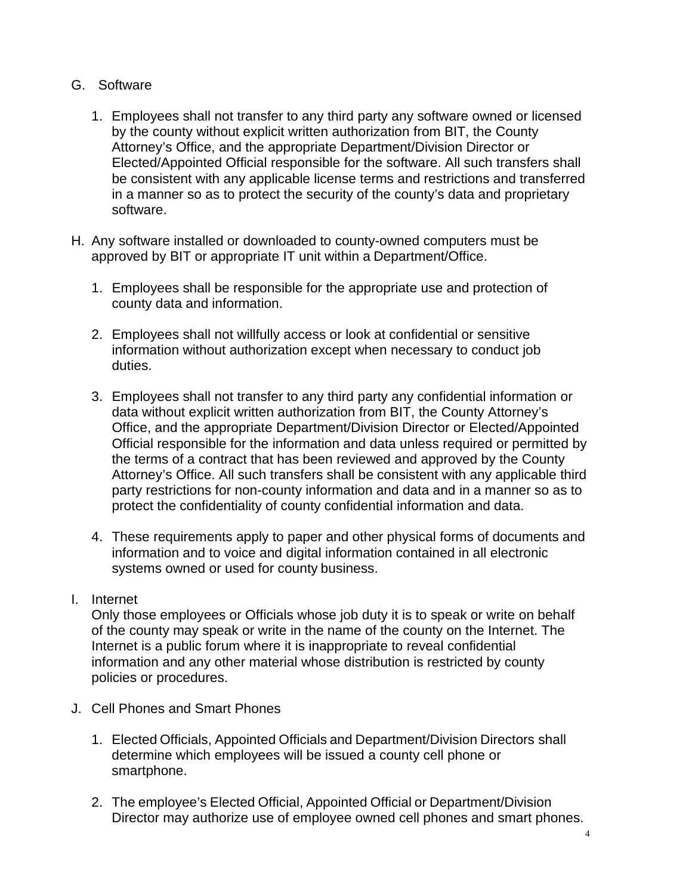G. Software

   1. Employees shall not transfer to any third party any software owned or licensed by the county without explicit written authorization from BIT, the County Attorney's Office, and the appropriate Department/Division Director or Elected/Appointed Official responsible for the software. All such transfers shall be consistent with any applicable license terms and restrictions and transferred in a manner so as to protect the security of the county's data and proprietary software.

H. Any software installed or downloaded to county-owned computers must be approved by BIT or appropriate IT unit within a Department/Office.

   1. Employees shall be responsible for the appropriate use and protection of county data and information.

   2. Employees shall not willfully access or look at confidential or sensitive information without authorization except when necessary to conduct job duties.

   3. Employees shall not transfer to any third party any confidential information or data without explicit written authorization from BIT, the County Attorney's Office, and the appropriate Department/Division Director or Elected/Appointed Official responsible for the information and data unless required or permitted by the terms of a contract that has been reviewed and approved by the County Attorney's Office. All such transfers shall be consistent with any applicable third party restrictions for non-county information and data and in a manner so as to protect the confidentiality of county confidential information and data.

   4. These requirements apply to paper and other physical forms of documents and information and to voice and digital information contained in all electronic systems owned or used for county business.

I. Internet

   Only those employees or Officials whose job duty it is to speak or write on behalf of the county may speak or write in the name of the county on the Internet. The Internet is a public forum where it is inappropriate to reveal confidential information and any other material whose distribution is restricted by county policies or procedures.

J. Cell Phones and Smart Phones

   1. Elected Officials, Appointed Officials and Department/Division Directors shall determine which employees will be issued a county cell phone or smartphone.

   2. The employee's Elected Official, Appointed Official or Department/Division Director may authorize use of employee owned cell phones and smart phones.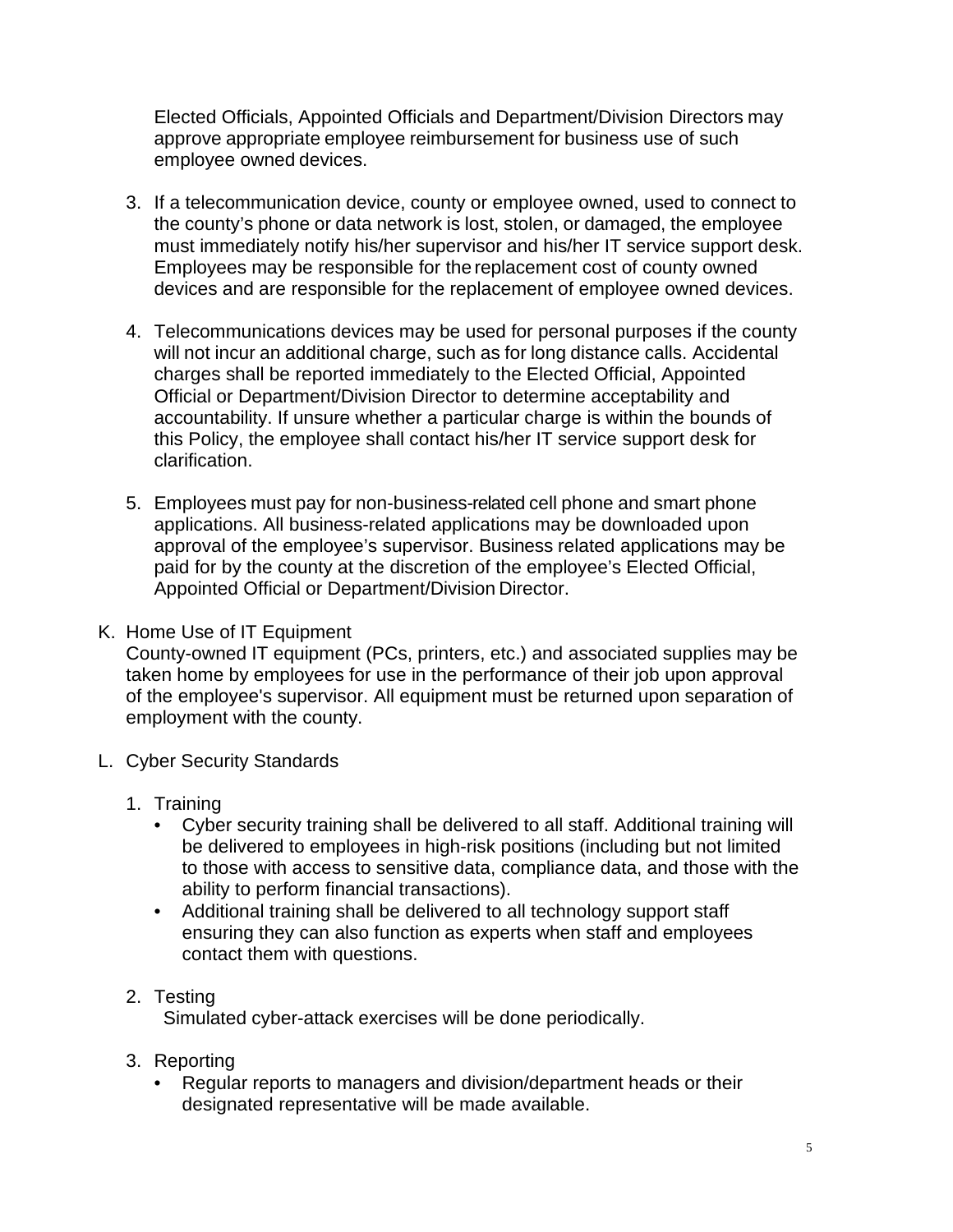Elected Officials, Appointed Officials and Department/Division Directors may approve appropriate employee reimbursement for business use of such employee owned devices.

3. If a telecommunication device, county or employee owned, used to connect to the county's phone or data network is lost, stolen, or damaged, the employee must immediately notify his/her supervisor and his/her IT service support desk. Employees may be responsible for the replacement cost of county owned devices and are responsible for the replacement of employee owned devices.

4. Telecommunications devices may be used for personal purposes if the county will not incur an additional charge, such as for long distance calls. Accidental charges shall be reported immediately to the Elected Official, Appointed Official or Department/Division Director to determine acceptability and accountability. If unsure whether a particular charge is within the bounds of this Policy, the employee shall contact his/her IT service support desk for clarification.

5. Employees must pay for non-business-related cell phone and smart phone applications. All business-related applications may be downloaded upon approval of the employee's supervisor. Business related applications may be paid for by the county at the discretion of the employee's Elected Official, Appointed Official or Department/Division Director.

K. Home Use of IT Equipment

County-owned IT equipment (PCs, printers, etc.) and associated supplies may be taken home by employees for use in the performance of their job upon approval of the employee's supervisor. All equipment must be returned upon separation of employment with the county.

L. Cyber Security Standards

1. Training
   - Cyber security training shall be delivered to all staff. Additional training will be delivered to employees in high-risk positions (including but not limited to those with access to sensitive data, compliance data, and those with the ability to perform financial transactions).
   - Additional training shall be delivered to all technology support staff ensuring they can also function as experts when staff and employees contact them with questions.

2. Testing

   Simulated cyber-attack exercises will be done periodically.

3. Reporting
   - Regular reports to managers and division/department heads or their designated representative will be made available.